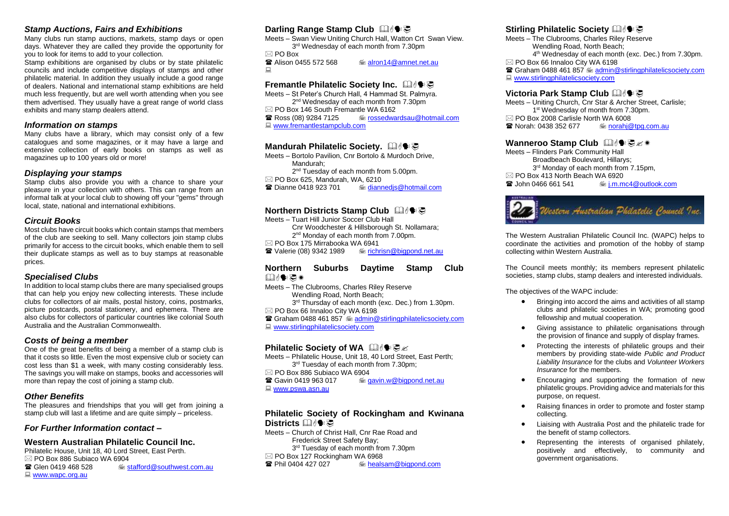### *Stamp Auctions, Fairs and Exhibitions*

Many clubs run stamp auctions, markets, stamp days or open days. Whatever they are called they provide the opportunity for you to look for items to add to your collection.

Stamp exhibitions are organised by clubs or by state philatelic councils and include competitive displays of stamps and other philatelic material. In addition they usually include a good range of dealers. National and international stamp exhibitions are held much less frequently, but are well worth attending when you see them advertised. They usually have a great range of world class exhibits and many stamp dealers attend.

### *Information on stamps*

Many clubs have a library, which may consist only of a few catalogues and some magazines, or it may have a large and extensive collection of early books on stamps as well as magazines up to 100 years old or more!

### *Displaying your stamps*

Stamp clubs also provide you with a chance to share your pleasure in your collection with others. This can range from an informal talk at your local club to showing off your "gems" through local, state, national and international exhibitions.

### *Circuit Books*

Most clubs have circuit books which contain stamps that members of the club are seeking to sell. Many collectors join stamp clubs primarily for access to the circuit books, which enable them to sell their duplicate stamps as well as to buy stamps at reasonable prices.

### *Specialised Clubs*

In addition to local stamp clubs there are many specialised groups that can help you enjoy new collecting interests. These include clubs for collectors of air mails, postal history, coins, postmarks, picture postcards, postal stationery, and ephemera. There are also clubs for collectors of particular countries like colonial South Australia and the Australian Commonwealth.

### *Costs of being a member*

One of the great benefits of being a member of a stamp club is that it costs so little. Even the most expensive club or society can cost less than $1 a week, with many costing considerably less. The savings you will make on stamps, books and accessories will more than repay the cost of joining a stamp club.

### *Other Benefits*

The pleasures and friendships that you will get from joining a stamp club will last a lifetime and are quite simply – priceless.

### *For Further Information contact –*

### Western Australian Philatelic Council Inc.

Philatelic House, Unit 18, 40 Lord Street, East Perth.
PO Box 886 Subiaco WA 6904
Glen 0419 468 528 stafford@southwest.com.au
www.wapc.org.au

### Darling Range Stamp Club

Meets – Swan View Uniting Church Hall, Watton Crt Swan View.
3rd Wednesday of each month from 7.30pm
PO Box
Alison 0455 572 568 alron14@amnet.net.au

### Fremantle Philatelic Society Inc.

Meets – St Peter's Church Hall, 4 Hammad St. Palmyra.
2nd Wednesday of each month from 7.30pm
PO Box 146 South Fremantle WA 6162
Ross (08) 9284 7125 rossedwardsau@hotmail.com
www.fremantlestampclub.com

### Mandurah Philatelic Society.

Meets – Bortolo Pavilion, Cnr Bortolo & Murdoch Drive, Mandurah;
2nd Tuesday of each month from 5.00pm.
PO Box 625, Mandurah, WA, 6210
Dianne 0418 923 701 diannedjs@hotmail.com

### Northern Districts Stamp Club

Meets – Tuart Hill Junior Soccer Club Hall
Cnr Woodchester & Hillsborough St. Nollamara;
2nd Monday of each month from 7.00pm.
PO Box 175 Mirrabooka WA 6941
Valerie (08) 9342 1989 richrisn@bigpond.net.au

### Northern Suburbs Daytime Stamp Club

Meets – The Clubrooms, Charles Riley Reserve
Wendling Road, North Beach;
3rd Thursday of each month (exc. Dec.) from 1.30pm.
PO Box 66 Innaloo City WA 6198
Graham 0488 461 857 admin@stirlingphilatelicsociety.com
www.stirlingphilatelicsociety.com

### Philatelic Society of WA

Meets – Philatelic House, Unit 18, 40 Lord Street, East Perth;
3rd Tuesday of each month from 7.30pm;
PO Box 886 Subiaco WA 6904
Gavin 0419 963 017 gavin.w@bigpond.net.au
www.pswa.asn.au

### Philatelic Society of Rockingham and Kwinana Districts

Meets – Church of Christ Hall, Cnr Rae Road and Frederick Street Safety Bay;
3rd Tuesday of each month from 7.30pm
PO Box 127 Rockingham WA 6968
Phil 0404 427 027 healsam@bigpond.com

### Stirling Philatelic Society

Meets – The Clubrooms, Charles Riley Reserve
Wendling Road, North Beach;
4th Wednesday of each month (exc. Dec.) from 7.30pm.
PO Box 66 Innaloo City WA 6198
Graham 0488 461 857 admin@stirlingphilatelicsociety.com
www.stirlingphilatelicsociety.com

### Victoria Park Stamp Club

Meets – Uniting Church, Cnr Star & Archer Street, Carlisle;
1st Wednesday of each month from 7.30pm.
PO Box 2008 Carlisle North WA 6008
Norah: 0438 352 677 norahj@tpg.com.au

### Wanneroo Stamp Club

Meets – Flinders Park Community Hall
Broadbeach Boulevard, Hillarys;
3rd Monday of each month from 7.15pm,
PO Box 413 North Beach WA 6920
John 0466 661 541 j.m.mc4@outlook.com

Western Australian Philatelic Council Inc.

The Western Australian Philatelic Council Inc. (WAPC) helps to coordinate the activities and promotion of the hobby of stamp collecting within Western Australia.

The Council meets monthly; its members represent philatelic societies, stamp clubs, stamp dealers and interested individuals.

The objectives of the WAPC include:

- Bringing into accord the aims and activities of all stamp clubs and philatelic societies in WA; promoting good fellowship and mutual cooperation.
- Giving assistance to philatelic organisations through the provision of finance and supply of display frames.
- Protecting the interests of philatelic groups and their members by providing state-wide *Public and Product Liability Insurance* for the clubs and *Volunteer Workers Insurance* for the members.
- Encouraging and supporting the formation of new philatelic groups. Providing advice and materials for this purpose, on request.
- Raising finances in order to promote and foster stamp collecting.
- Liaising with Australia Post and the philatelic trade for the benefit of stamp collectors.
- Representing the interests of organised philately, positively and effectively, to community and government organisations.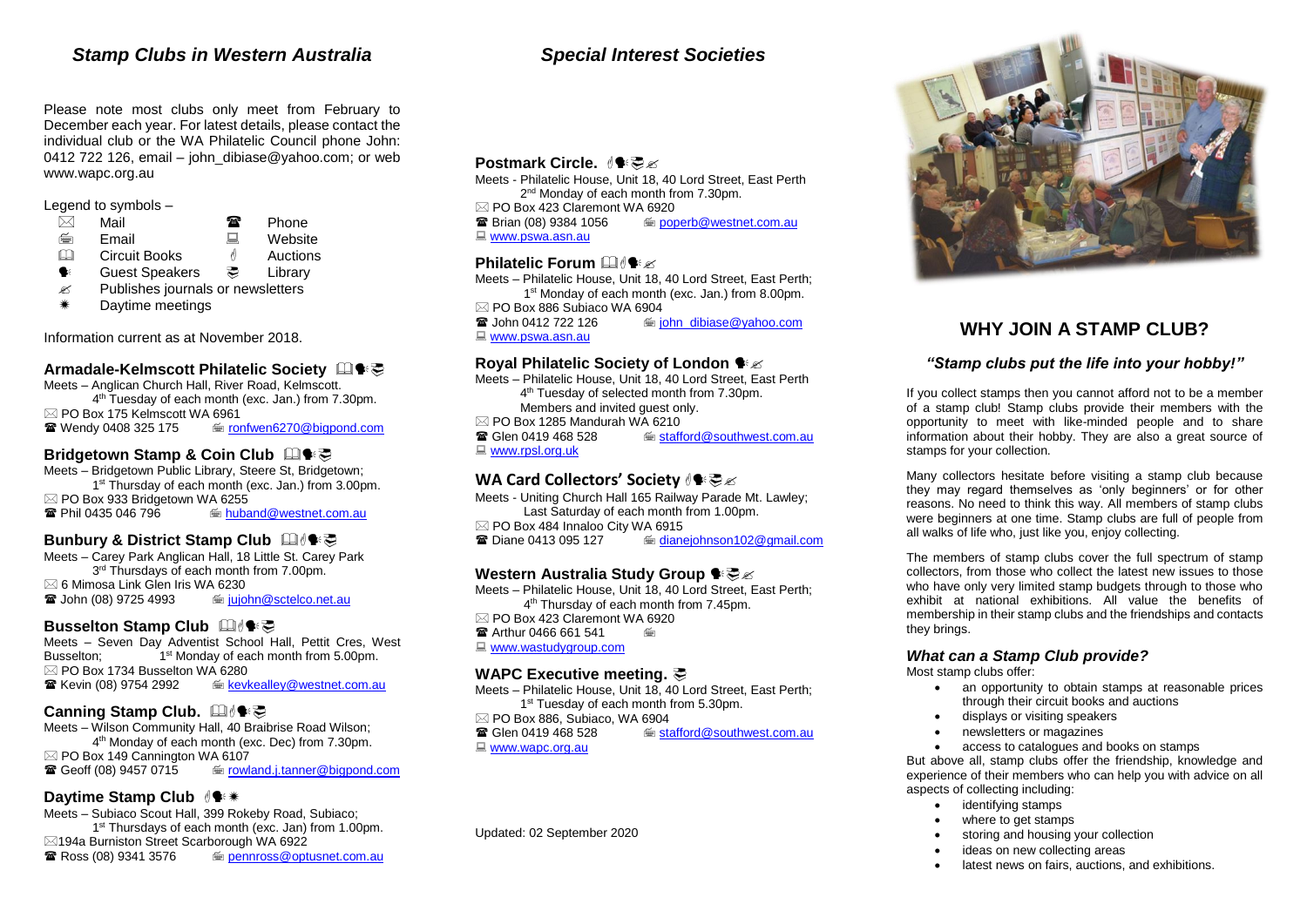## *Stamp Clubs in Western Australia*

Please note most clubs only meet from February to December each year. For latest details, please contact the individual club or the WA Philatelic Council phone John: 0412 722 126, email – john_dibiase@yahoo.com; or web www.wapc.org.au

Legend to symbols –

- ✉ Mail
- ☎ Phone
- Email
- Website
- Circuit Books
- Auctions
- Guest Speakers
- Library
- Publishes journals or newsletters
- ✷ Daytime meetings

Information current as at November 2018.

### Armadale-Kelmscott Philatelic Society

Meets – Anglican Church Hall, River Road, Kelmscott.
4th Tuesday of each month (exc. Jan.) from 7.30pm.
✉ PO Box 175 Kelmscott WA 6961
☎ Wendy 0408 325 175 ronfwen6270@bigpond.com

### Bridgetown Stamp & Coin Club

Meets – Bridgetown Public Library, Steere St, Bridgetown;
1st Thursday of each month (exc. Jan.) from 3.00pm.
✉ PO Box 933 Bridgetown WA 6255
☎ Phil 0435 046 796 huband@westnet.com.au

### Bunbury & District Stamp Club

Meets – Carey Park Anglican Hall, 18 Little St. Carey Park
3rd Thursdays of each month from 7.00pm.
✉ 6 Mimosa Link Glen Iris WA 6230
☎ John (08) 9725 4993 jujohn@sctelco.net.au

### Busselton Stamp Club

Meets – Seven Day Adventist School Hall, Pettit Cres, West Busselton; 1st Monday of each month from 5.00pm.
✉ PO Box 1734 Busselton WA 6280
☎ Kevin (08) 9754 2992 kevkealley@westnet.com.au

### Canning Stamp Club.

Meets – Wilson Community Hall, 40 Braibrise Road Wilson;
4th Monday of each month (exc. Dec) from 7.30pm.
✉ PO Box 149 Cannington WA 6107
☎ Geoff (08) 9457 0715 rowland.j.tanner@bigpond.com

### Daytime Stamp Club ✷

Meets – Subiaco Scout Hall, 399 Rokeby Road, Subiaco;
1st Thursdays of each month (exc. Jan) from 1.00pm.
✉194a Burniston Street Scarborough WA 6922
☎ Ross (08) 9341 3576 pennross@optusnet.com.au

## *Special Interest Societies*

### Postmark Circle.

Meets - Philatelic House, Unit 18, 40 Lord Street, East Perth
2nd Monday of each month from 7.30pm.
✉ PO Box 423 Claremont WA 6920
☎ Brian (08) 9384 1056 poperb@westnet.com.au
www.pswa.asn.au

### Philatelic Forum

Meets – Philatelic House, Unit 18, 40 Lord Street, East Perth;
1st Monday of each month (exc. Jan.) from 8.00pm.
✉ PO Box 886 Subiaco WA 6904
☎ John 0412 722 126 john_dibiase@yahoo.com
www.pswa.asn.au

### Royal Philatelic Society of London

Meets – Philatelic House, Unit 18, 40 Lord Street, East Perth
4th Tuesday of selected month from 7.30pm.
Members and invited guest only.
✉ PO Box 1285 Mandurah WA 6210
☎ Glen 0419 468 528 stafford@southwest.com.au
www.rpsl.org.uk

### WA Card Collectors' Society

Meets - Uniting Church Hall 165 Railway Parade Mt. Lawley;
Last Saturday of each month from 1.00pm.
✉ PO Box 484 Innaloo City WA 6915
☎ Diane 0413 095 127 dianejohnson102@gmail.com

### Western Australia Study Group

Meets – Philatelic House, Unit 18, 40 Lord Street, East Perth;
4th Thursday of each month from 7.45pm.
✉ PO Box 423 Claremont WA 6920
☎ Arthur 0466 661 541
www.wastudygroup.com

### WAPC Executive meeting.

Meets – Philatelic House, Unit 18, 40 Lord Street, East Perth;
1st Tuesday of each month from 5.30pm.
✉ PO Box 886, Subiaco, WA 6904
☎ Glen 0419 468 528 stafford@southwest.com.au
www.wapc.org.au

Updated: 02 September 2020

## WHY JOIN A STAMP CLUB?

### *"Stamp clubs put the life into your hobby!"*

If you collect stamps then you cannot afford not to be a member of a stamp club! Stamp clubs provide their members with the opportunity to meet with like-minded people and to share information about their hobby. They are also a great source of stamps for your collection.

Many collectors hesitate before visiting a stamp club because they may regard themselves as 'only beginners' or for other reasons. No need to think this way. All members of stamp clubs were beginners at one time. Stamp clubs are full of people from all walks of life who, just like you, enjoy collecting.

The members of stamp clubs cover the full spectrum of stamp collectors, from those who collect the latest new issues to those who have only very limited stamp budgets through to those who exhibit at national exhibitions. All value the benefits of membership in their stamp clubs and the friendships and contacts they brings.

### *What can a Stamp Club provide?*

Most stamp clubs offer:

- an opportunity to obtain stamps at reasonable prices through their circuit books and auctions
- displays or visiting speakers
- newsletters or magazines
- access to catalogues and books on stamps

But above all, stamp clubs offer the friendship, knowledge and experience of their members who can help you with advice on all aspects of collecting including:

- identifying stamps
- where to get stamps
- storing and housing your collection
- ideas on new collecting areas
- latest news on fairs, auctions, and exhibitions.